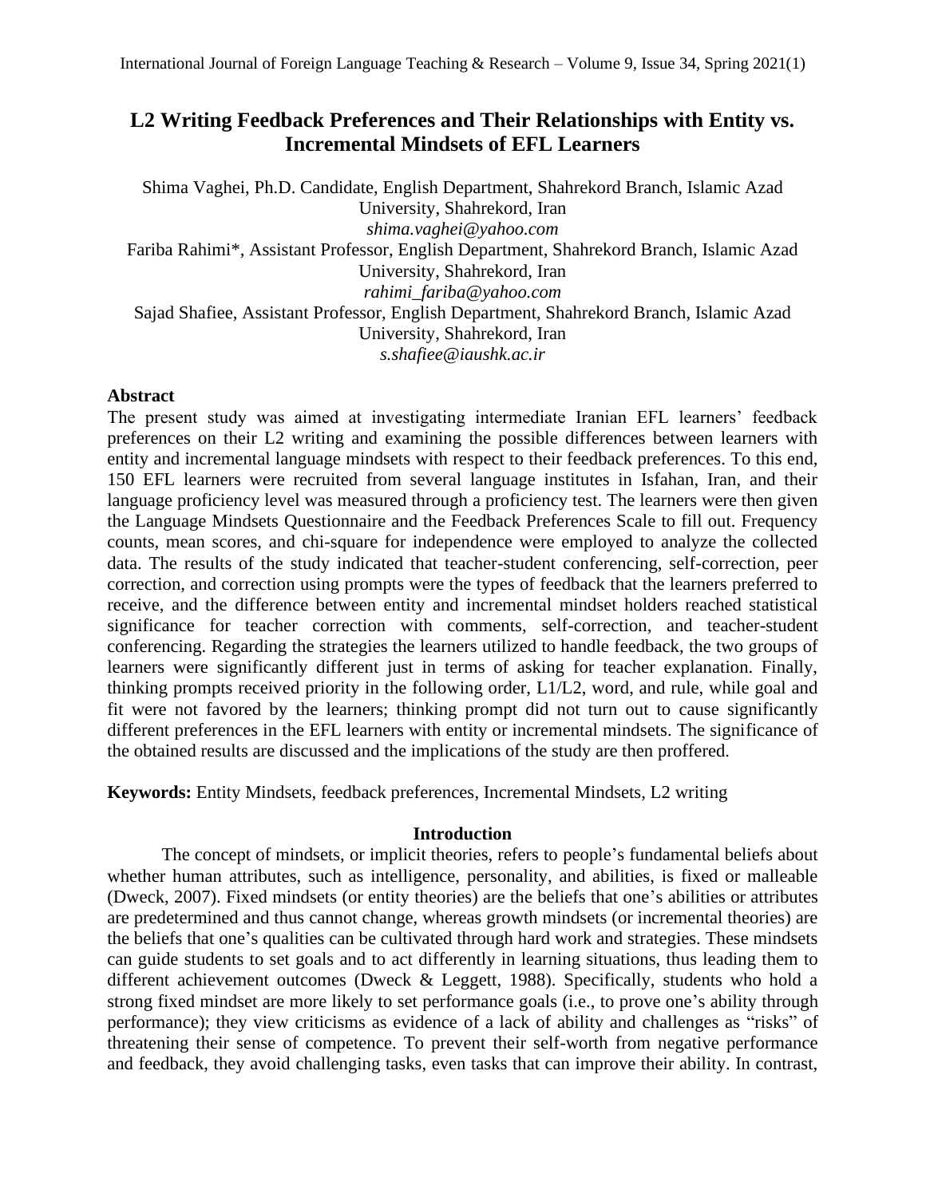# L2 Writing Feedback Preferences and Their Relationships with Entity vs. Incremental Mindsets of EFL Learners

Shima Vaghei, Ph.D. Candidate, English Department, Shahrekord Branch, Islamic Azad University, Shahrekord, Iran
*shima.vaghei@yahoo.com*
Fariba Rahimi*, Assistant Professor, English Department, Shahrekord Branch, Islamic Azad University, Shahrekord, Iran
*rahimi_fariba@yahoo.com*
Sajad Shafiee, Assistant Professor, English Department, Shahrekord Branch, Islamic Azad University, Shahrekord, Iran
*s.shafiee@iaushk.ac.ir*

## Abstract

The present study was aimed at investigating intermediate Iranian EFL learners' feedback preferences on their L2 writing and examining the possible differences between learners with entity and incremental language mindsets with respect to their feedback preferences. To this end, 150 EFL learners were recruited from several language institutes in Isfahan, Iran, and their language proficiency level was measured through a proficiency test. The learners were then given the Language Mindsets Questionnaire and the Feedback Preferences Scale to fill out. Frequency counts, mean scores, and chi-square for independence were employed to analyze the collected data. The results of the study indicated that teacher-student conferencing, self-correction, peer correction, and correction using prompts were the types of feedback that the learners preferred to receive, and the difference between entity and incremental mindset holders reached statistical significance for teacher correction with comments, self-correction, and teacher-student conferencing. Regarding the strategies the learners utilized to handle feedback, the two groups of learners were significantly different just in terms of asking for teacher explanation. Finally, thinking prompts received priority in the following order, L1/L2, word, and rule, while goal and fit were not favored by the learners; thinking prompt did not turn out to cause significantly different preferences in the EFL learners with entity or incremental mindsets. The significance of the obtained results are discussed and the implications of the study are then proffered.

**Keywords:** Entity Mindsets, feedback preferences, Incremental Mindsets, L2 writing

## Introduction

The concept of mindsets, or implicit theories, refers to people's fundamental beliefs about whether human attributes, such as intelligence, personality, and abilities, is fixed or malleable (Dweck, 2007). Fixed mindsets (or entity theories) are the beliefs that one's abilities or attributes are predetermined and thus cannot change, whereas growth mindsets (or incremental theories) are the beliefs that one's qualities can be cultivated through hard work and strategies. These mindsets can guide students to set goals and to act differently in learning situations, thus leading them to different achievement outcomes (Dweck & Leggett, 1988). Specifically, students who hold a strong fixed mindset are more likely to set performance goals (i.e., to prove one's ability through performance); they view criticisms as evidence of a lack of ability and challenges as "risks" of threatening their sense of competence. To prevent their self-worth from negative performance and feedback, they avoid challenging tasks, even tasks that can improve their ability. In contrast,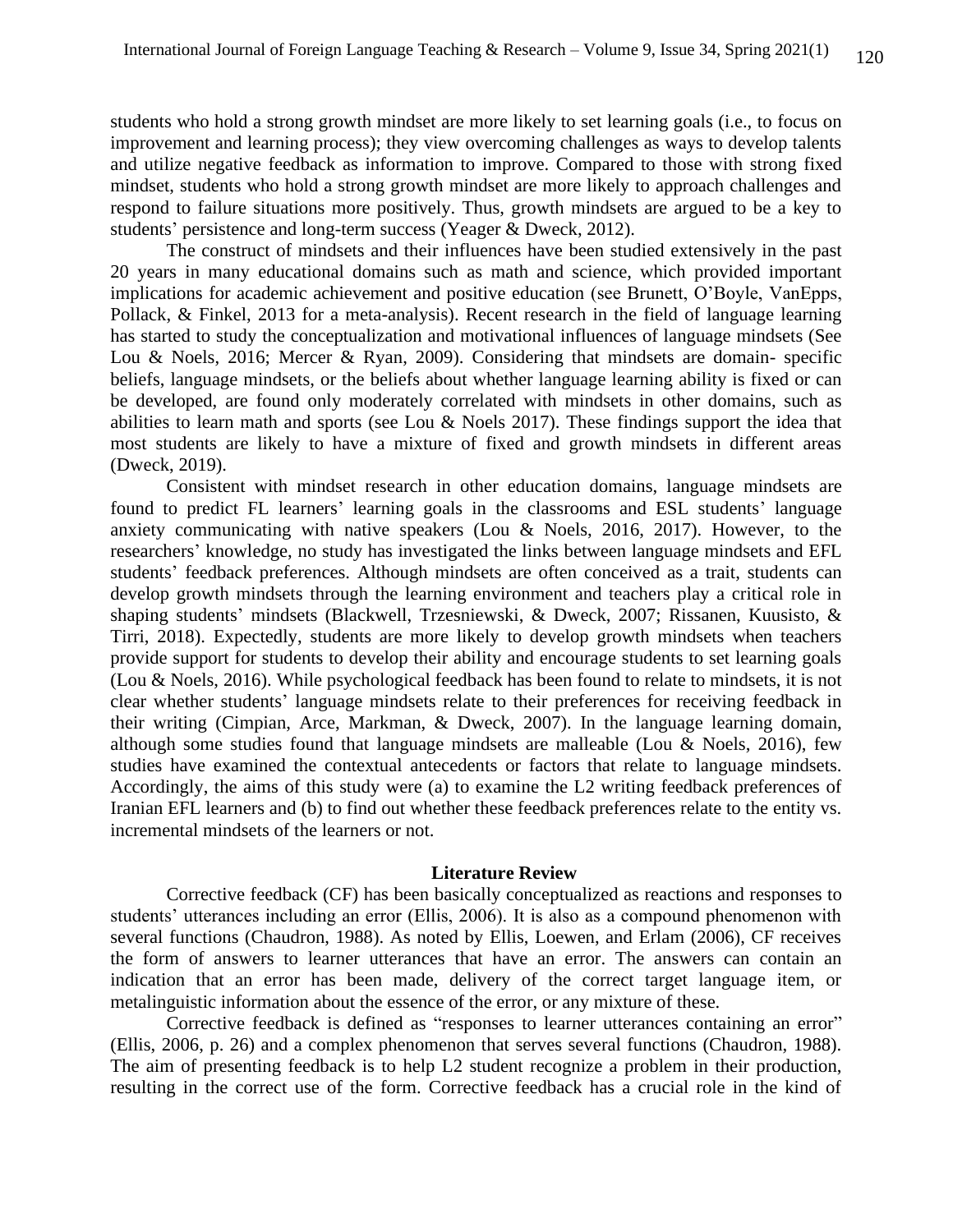students who hold a strong growth mindset are more likely to set learning goals (i.e., to focus on improvement and learning process); they view overcoming challenges as ways to develop talents and utilize negative feedback as information to improve. Compared to those with strong fixed mindset, students who hold a strong growth mindset are more likely to approach challenges and respond to failure situations more positively. Thus, growth mindsets are argued to be a key to students' persistence and long-term success (Yeager & Dweck, 2012).

The construct of mindsets and their influences have been studied extensively in the past 20 years in many educational domains such as math and science, which provided important implications for academic achievement and positive education (see Brunett, O'Boyle, VanEpps, Pollack, & Finkel, 2013 for a meta-analysis). Recent research in the field of language learning has started to study the conceptualization and motivational influences of language mindsets (See Lou & Noels, 2016; Mercer & Ryan, 2009). Considering that mindsets are domain- specific beliefs, language mindsets, or the beliefs about whether language learning ability is fixed or can be developed, are found only moderately correlated with mindsets in other domains, such as abilities to learn math and sports (see Lou & Noels 2017). These findings support the idea that most students are likely to have a mixture of fixed and growth mindsets in different areas (Dweck, 2019).

Consistent with mindset research in other education domains, language mindsets are found to predict FL learners' learning goals in the classrooms and ESL students' language anxiety communicating with native speakers (Lou & Noels, 2016, 2017). However, to the researchers' knowledge, no study has investigated the links between language mindsets and EFL students' feedback preferences. Although mindsets are often conceived as a trait, students can develop growth mindsets through the learning environment and teachers play a critical role in shaping students' mindsets (Blackwell, Trzesniewski, & Dweck, 2007; Rissanen, Kuusisto, & Tirri, 2018). Expectedly, students are more likely to develop growth mindsets when teachers provide support for students to develop their ability and encourage students to set learning goals (Lou & Noels, 2016). While psychological feedback has been found to relate to mindsets, it is not clear whether students' language mindsets relate to their preferences for receiving feedback in their writing (Cimpian, Arce, Markman, & Dweck, 2007). In the language learning domain, although some studies found that language mindsets are malleable (Lou & Noels, 2016), few studies have examined the contextual antecedents or factors that relate to language mindsets. Accordingly, the aims of this study were (a) to examine the L2 writing feedback preferences of Iranian EFL learners and (b) to find out whether these feedback preferences relate to the entity vs. incremental mindsets of the learners or not.

## Literature Review

Corrective feedback (CF) has been basically conceptualized as reactions and responses to students' utterances including an error (Ellis, 2006). It is also as a compound phenomenon with several functions (Chaudron, 1988). As noted by Ellis, Loewen, and Erlam (2006), CF receives the form of answers to learner utterances that have an error. The answers can contain an indication that an error has been made, delivery of the correct target language item, or metalinguistic information about the essence of the error, or any mixture of these.

Corrective feedback is defined as "responses to learner utterances containing an error" (Ellis, 2006, p. 26) and a complex phenomenon that serves several functions (Chaudron, 1988). The aim of presenting feedback is to help L2 student recognize a problem in their production, resulting in the correct use of the form. Corrective feedback has a crucial role in the kind of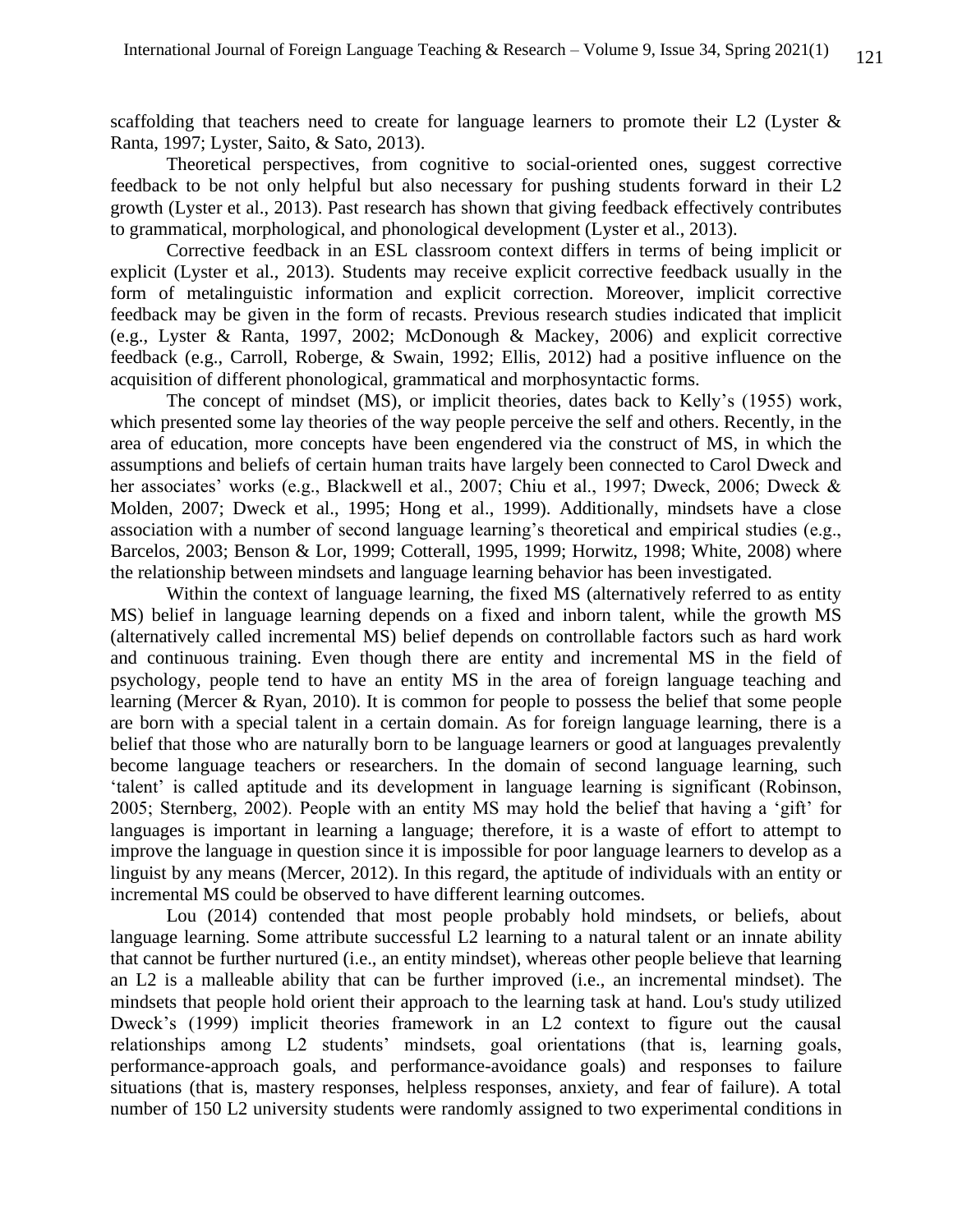scaffolding that teachers need to create for language learners to promote their L2 (Lyster & Ranta, 1997; Lyster, Saito, & Sato, 2013).

Theoretical perspectives, from cognitive to social-oriented ones, suggest corrective feedback to be not only helpful but also necessary for pushing students forward in their L2 growth (Lyster et al., 2013). Past research has shown that giving feedback effectively contributes to grammatical, morphological, and phonological development (Lyster et al., 2013).

Corrective feedback in an ESL classroom context differs in terms of being implicit or explicit (Lyster et al., 2013). Students may receive explicit corrective feedback usually in the form of metalinguistic information and explicit correction. Moreover, implicit corrective feedback may be given in the form of recasts. Previous research studies indicated that implicit (e.g., Lyster & Ranta, 1997, 2002; McDonough & Mackey, 2006) and explicit corrective feedback (e.g., Carroll, Roberge, & Swain, 1992; Ellis, 2012) had a positive influence on the acquisition of different phonological, grammatical and morphosyntactic forms.

The concept of mindset (MS), or implicit theories, dates back to Kelly's (1955) work, which presented some lay theories of the way people perceive the self and others. Recently, in the area of education, more concepts have been engendered via the construct of MS, in which the assumptions and beliefs of certain human traits have largely been connected to Carol Dweck and her associates' works (e.g., Blackwell et al., 2007; Chiu et al., 1997; Dweck, 2006; Dweck & Molden, 2007; Dweck et al., 1995; Hong et al., 1999). Additionally, mindsets have a close association with a number of second language learning's theoretical and empirical studies (e.g., Barcelos, 2003; Benson & Lor, 1999; Cotterall, 1995, 1999; Horwitz, 1998; White, 2008) where the relationship between mindsets and language learning behavior has been investigated.

Within the context of language learning, the fixed MS (alternatively referred to as entity MS) belief in language learning depends on a fixed and inborn talent, while the growth MS (alternatively called incremental MS) belief depends on controllable factors such as hard work and continuous training. Even though there are entity and incremental MS in the field of psychology, people tend to have an entity MS in the area of foreign language teaching and learning (Mercer & Ryan, 2010). It is common for people to possess the belief that some people are born with a special talent in a certain domain. As for foreign language learning, there is a belief that those who are naturally born to be language learners or good at languages prevalently become language teachers or researchers. In the domain of second language learning, such 'talent' is called aptitude and its development in language learning is significant (Robinson, 2005; Sternberg, 2002). People with an entity MS may hold the belief that having a 'gift' for languages is important in learning a language; therefore, it is a waste of effort to attempt to improve the language in question since it is impossible for poor language learners to develop as a linguist by any means (Mercer, 2012). In this regard, the aptitude of individuals with an entity or incremental MS could be observed to have different learning outcomes.

Lou (2014) contended that most people probably hold mindsets, or beliefs, about language learning. Some attribute successful L2 learning to a natural talent or an innate ability that cannot be further nurtured (i.e., an entity mindset), whereas other people believe that learning an L2 is a malleable ability that can be further improved (i.e., an incremental mindset). The mindsets that people hold orient their approach to the learning task at hand. Lou's study utilized Dweck's (1999) implicit theories framework in an L2 context to figure out the causal relationships among L2 students' mindsets, goal orientations (that is, learning goals, performance-approach goals, and performance-avoidance goals) and responses to failure situations (that is, mastery responses, helpless responses, anxiety, and fear of failure). A total number of 150 L2 university students were randomly assigned to two experimental conditions in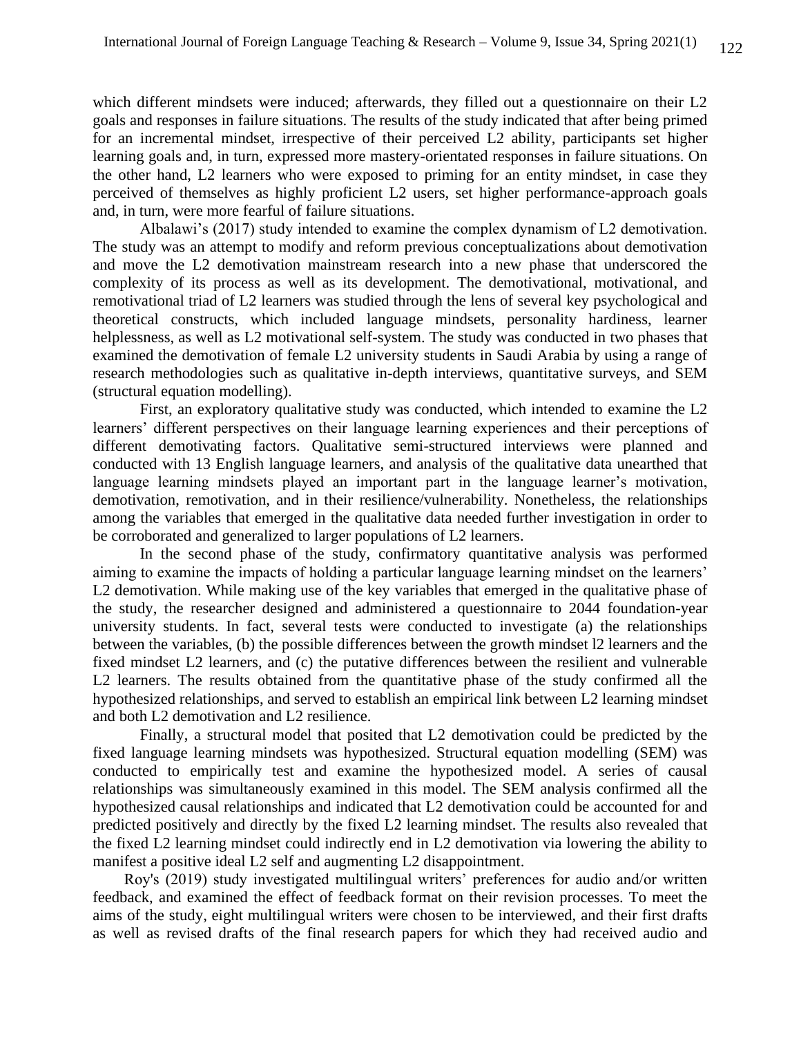which different mindsets were induced; afterwards, they filled out a questionnaire on their L2 goals and responses in failure situations. The results of the study indicated that after being primed for an incremental mindset, irrespective of their perceived L2 ability, participants set higher learning goals and, in turn, expressed more mastery-orientated responses in failure situations. On the other hand, L2 learners who were exposed to priming for an entity mindset, in case they perceived of themselves as highly proficient L2 users, set higher performance-approach goals and, in turn, were more fearful of failure situations.

Albalawi's (2017) study intended to examine the complex dynamism of L2 demotivation. The study was an attempt to modify and reform previous conceptualizations about demotivation and move the L2 demotivation mainstream research into a new phase that underscored the complexity of its process as well as its development. The demotivational, motivational, and remotivational triad of L2 learners was studied through the lens of several key psychological and theoretical constructs, which included language mindsets, personality hardiness, learner helplessness, as well as L2 motivational self-system. The study was conducted in two phases that examined the demotivation of female L2 university students in Saudi Arabia by using a range of research methodologies such as qualitative in-depth interviews, quantitative surveys, and SEM (structural equation modelling).

First, an exploratory qualitative study was conducted, which intended to examine the L2 learners' different perspectives on their language learning experiences and their perceptions of different demotivating factors. Qualitative semi-structured interviews were planned and conducted with 13 English language learners, and analysis of the qualitative data unearthed that language learning mindsets played an important part in the language learner's motivation, demotivation, remotivation, and in their resilience/vulnerability. Nonetheless, the relationships among the variables that emerged in the qualitative data needed further investigation in order to be corroborated and generalized to larger populations of L2 learners.

In the second phase of the study, confirmatory quantitative analysis was performed aiming to examine the impacts of holding a particular language learning mindset on the learners' L2 demotivation. While making use of the key variables that emerged in the qualitative phase of the study, the researcher designed and administered a questionnaire to 2044 foundation-year university students. In fact, several tests were conducted to investigate (a) the relationships between the variables, (b) the possible differences between the growth mindset l2 learners and the fixed mindset L2 learners, and (c) the putative differences between the resilient and vulnerable L2 learners. The results obtained from the quantitative phase of the study confirmed all the hypothesized relationships, and served to establish an empirical link between L2 learning mindset and both L2 demotivation and L2 resilience.

Finally, a structural model that posited that L2 demotivation could be predicted by the fixed language learning mindsets was hypothesized. Structural equation modelling (SEM) was conducted to empirically test and examine the hypothesized model. A series of causal relationships was simultaneously examined in this model. The SEM analysis confirmed all the hypothesized causal relationships and indicated that L2 demotivation could be accounted for and predicted positively and directly by the fixed L2 learning mindset. The results also revealed that the fixed L2 learning mindset could indirectly end in L2 demotivation via lowering the ability to manifest a positive ideal L2 self and augmenting L2 disappointment.

Roy's (2019) study investigated multilingual writers' preferences for audio and/or written feedback, and examined the effect of feedback format on their revision processes. To meet the aims of the study, eight multilingual writers were chosen to be interviewed, and their first drafts as well as revised drafts of the final research papers for which they had received audio and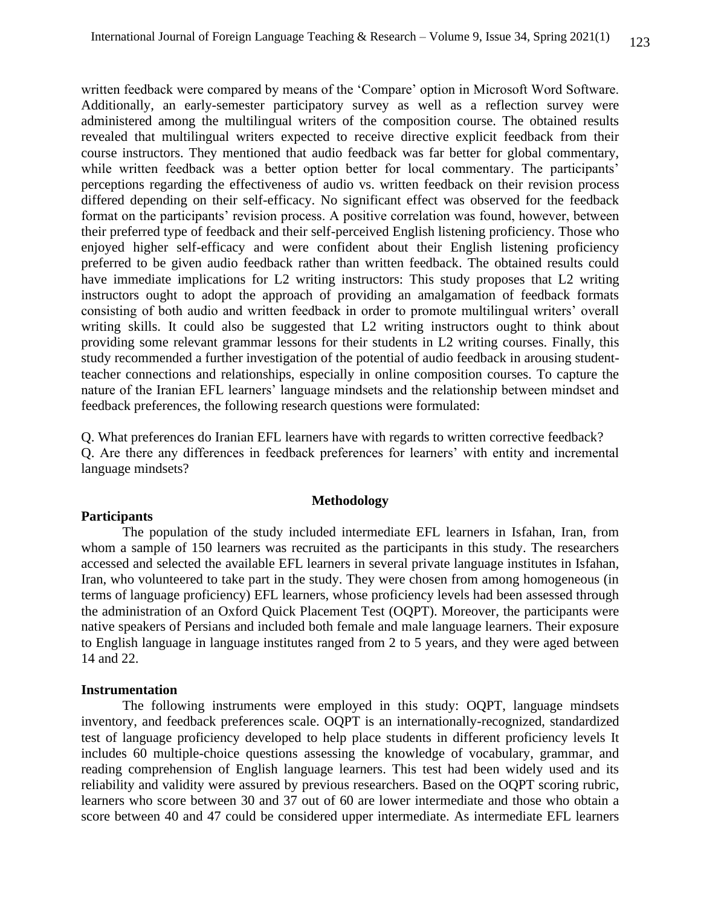written feedback were compared by means of the 'Compare' option in Microsoft Word Software. Additionally, an early-semester participatory survey as well as a reflection survey were administered among the multilingual writers of the composition course. The obtained results revealed that multilingual writers expected to receive directive explicit feedback from their course instructors. They mentioned that audio feedback was far better for global commentary, while written feedback was a better option better for local commentary. The participants' perceptions regarding the effectiveness of audio vs. written feedback on their revision process differed depending on their self-efficacy. No significant effect was observed for the feedback format on the participants' revision process. A positive correlation was found, however, between their preferred type of feedback and their self-perceived English listening proficiency. Those who enjoyed higher self-efficacy and were confident about their English listening proficiency preferred to be given audio feedback rather than written feedback. The obtained results could have immediate implications for L2 writing instructors: This study proposes that L2 writing instructors ought to adopt the approach of providing an amalgamation of feedback formats consisting of both audio and written feedback in order to promote multilingual writers' overall writing skills. It could also be suggested that L2 writing instructors ought to think about providing some relevant grammar lessons for their students in L2 writing courses. Finally, this study recommended a further investigation of the potential of audio feedback in arousing student-teacher connections and relationships, especially in online composition courses. To capture the nature of the Iranian EFL learners' language mindsets and the relationship between mindset and feedback preferences, the following research questions were formulated:

Q. What preferences do Iranian EFL learners have with regards to written corrective feedback?
Q. Are there any differences in feedback preferences for learners' with entity and incremental language mindsets?

## Methodology

### Participants

The population of the study included intermediate EFL learners in Isfahan, Iran, from whom a sample of 150 learners was recruited as the participants in this study. The researchers accessed and selected the available EFL learners in several private language institutes in Isfahan, Iran, who volunteered to take part in the study. They were chosen from among homogeneous (in terms of language proficiency) EFL learners, whose proficiency levels had been assessed through the administration of an Oxford Quick Placement Test (OQPT). Moreover, the participants were native speakers of Persians and included both female and male language learners. Their exposure to English language in language institutes ranged from 2 to 5 years, and they were aged between 14 and 22.

### Instrumentation

The following instruments were employed in this study: OQPT, language mindsets inventory, and feedback preferences scale. OQPT is an internationally-recognized, standardized test of language proficiency developed to help place students in different proficiency levels It includes 60 multiple-choice questions assessing the knowledge of vocabulary, grammar, and reading comprehension of English language learners. This test had been widely used and its reliability and validity were assured by previous researchers. Based on the OQPT scoring rubric, learners who score between 30 and 37 out of 60 are lower intermediate and those who obtain a score between 40 and 47 could be considered upper intermediate. As intermediate EFL learners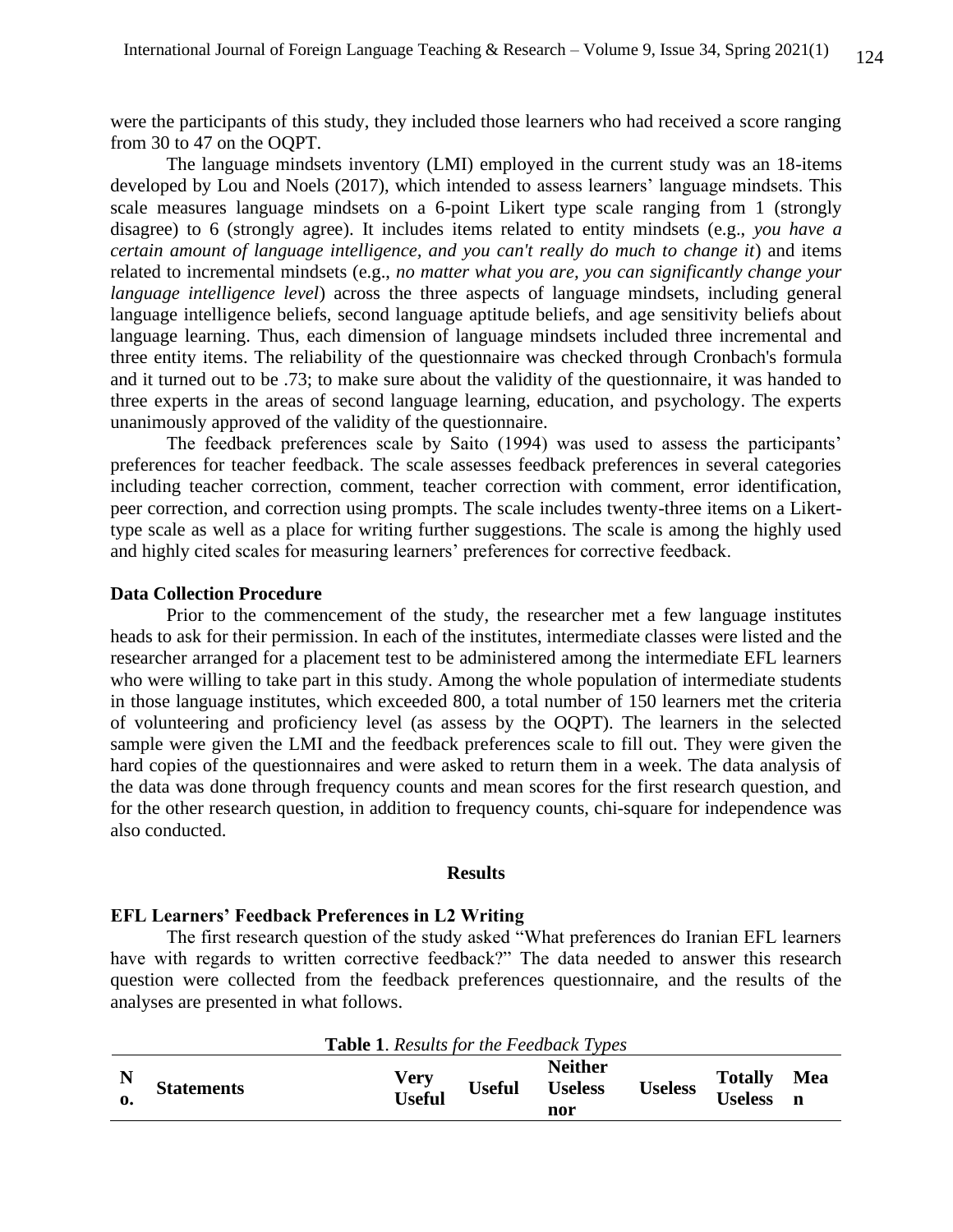were the participants of this study, they included those learners who had received a score ranging from 30 to 47 on the OQPT.

The language mindsets inventory (LMI) employed in the current study was an 18-items developed by Lou and Noels (2017), which intended to assess learners' language mindsets. This scale measures language mindsets on a 6-point Likert type scale ranging from 1 (strongly disagree) to 6 (strongly agree). It includes items related to entity mindsets (e.g., *you have a certain amount of language intelligence, and you can't really do much to change it*) and items related to incremental mindsets (e.g., *no matter what you are, you can significantly change your language intelligence level*) across the three aspects of language mindsets, including general language intelligence beliefs, second language aptitude beliefs, and age sensitivity beliefs about language learning. Thus, each dimension of language mindsets included three incremental and three entity items. The reliability of the questionnaire was checked through Cronbach's formula and it turned out to be .73; to make sure about the validity of the questionnaire, it was handed to three experts in the areas of second language learning, education, and psychology. The experts unanimously approved of the validity of the questionnaire.

The feedback preferences scale by Saito (1994) was used to assess the participants' preferences for teacher feedback. The scale assesses feedback preferences in several categories including teacher correction, comment, teacher correction with comment, error identification, peer correction, and correction using prompts. The scale includes twenty-three items on a Likert-type scale as well as a place for writing further suggestions. The scale is among the highly used and highly cited scales for measuring learners' preferences for corrective feedback.

### Data Collection Procedure

Prior to the commencement of the study, the researcher met a few language institutes heads to ask for their permission. In each of the institutes, intermediate classes were listed and the researcher arranged for a placement test to be administered among the intermediate EFL learners who were willing to take part in this study. Among the whole population of intermediate students in those language institutes, which exceeded 800, a total number of 150 learners met the criteria of volunteering and proficiency level (as assess by the OQPT). The learners in the selected sample were given the LMI and the feedback preferences scale to fill out. They were given the hard copies of the questionnaires and were asked to return them in a week. The data analysis of the data was done through frequency counts and mean scores for the first research question, and for the other research question, in addition to frequency counts, chi-square for independence was also conducted.

## Results

### EFL Learners' Feedback Preferences in L2 Writing

The first research question of the study asked "What preferences do Iranian EFL learners have with regards to written corrective feedback?" The data needed to answer this research question were collected from the feedback preferences questionnaire, and the results of the analyses are presented in what follows.

**Table 1**. *Results for the Feedback Types*

| No. | Statements | Very Useful | Useful | Neither Useless nor | Useless | Totally Useless | Mean |
|---|---|---|---|---|---|---|---|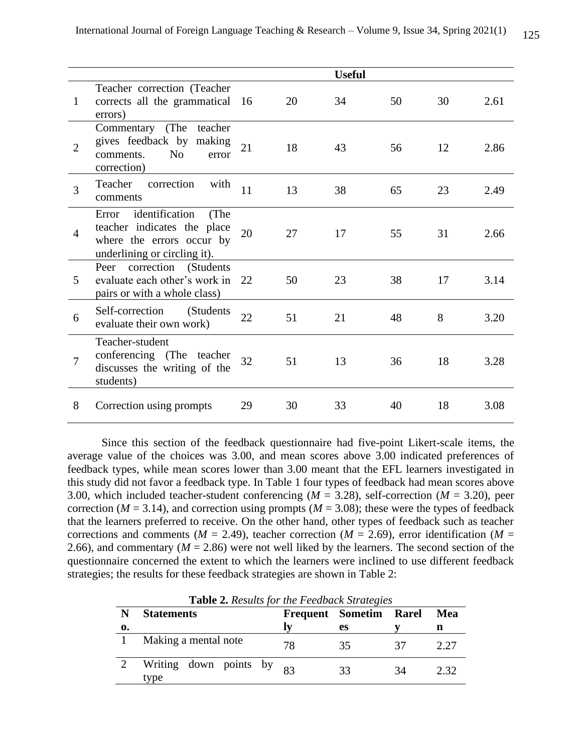| | | | | Useful | | | |
|---|---|---|---|---|---|---|---|
| 1 | Teacher correction (Teacher corrects all the grammatical errors) | 16 | 20 | 34 | 50 | 30 | 2.61 |
| 2 | Commentary (The teacher gives feedback by making comments. No error correction) | 21 | 18 | 43 | 56 | 12 | 2.86 |
| 3 | Teacher correction with comments | 11 | 13 | 38 | 65 | 23 | 2.49 |
| 4 | Error identification (The teacher indicates the place where the errors occur by underlining or circling it). | 20 | 27 | 17 | 55 | 31 | 2.66 |
| 5 | Peer correction (Students evaluate each other's work in pairs or with a whole class) | 22 | 50 | 23 | 38 | 17 | 3.14 |
| 6 | Self-correction (Students evaluate their own work) | 22 | 51 | 21 | 48 | 8 | 3.20 |
| 7 | Teacher-student conferencing (The teacher discusses the writing of the students) | 32 | 51 | 13 | 36 | 18 | 3.28 |
| 8 | Correction using prompts | 29 | 30 | 33 | 40 | 18 | 3.08 |

Since this section of the feedback questionnaire had five-point Likert-scale items, the average value of the choices was 3.00, and mean scores above 3.00 indicated preferences of feedback types, while mean scores lower than 3.00 meant that the EFL learners investigated in this study did not favor a feedback type. In Table 1 four types of feedback had mean scores above 3.00, which included teacher-student conferencing (*M* = 3.28), self-correction (*M* = 3.20), peer correction (*M* = 3.14), and correction using prompts (*M* = 3.08); these were the types of feedback that the learners preferred to receive. On the other hand, other types of feedback such as teacher corrections and comments (*M* = 2.49), teacher correction (*M* = 2.69), error identification (*M* = 2.66), and commentary (*M* = 2.86) were not well liked by the learners. The second section of the questionnaire concerned the extent to which the learners were inclined to use different feedback strategies; the results for these feedback strategies are shown in Table 2:

**Table 2.** *Results for the Feedback Strategies*

| No. | Statements | Frequently | Sometimes | Rarely | Mean |
|---|---|---|---|---|---|
| 1 | Making a mental note | 78 | 35 | 37 | 2.27 |
| 2 | Writing down points by type | 83 | 33 | 34 | 2.32 |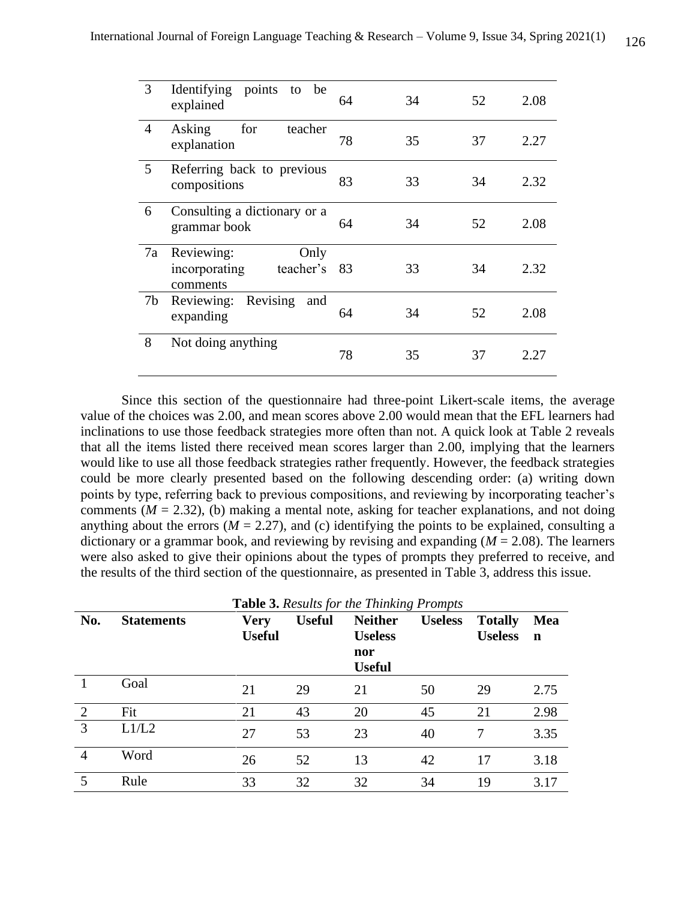| 3 | Identifying points to be explained | 64 | 34 | 52 | 2.08 |
|---|---|---|---|---|---|
| 4 | Asking for teacher explanation | 78 | 35 | 37 | 2.27 |
| 5 | Referring back to previous compositions | 83 | 33 | 34 | 2.32 |
| 6 | Consulting a dictionary or a grammar book | 64 | 34 | 52 | 2.08 |
| 7a | Reviewing: Only incorporating teacher's comments | 83 | 33 | 34 | 2.32 |
| 7b | Reviewing: Revising and expanding | 64 | 34 | 52 | 2.08 |
| 8 | Not doing anything | 78 | 35 | 37 | 2.27 |

Since this section of the questionnaire had three-point Likert-scale items, the average value of the choices was 2.00, and mean scores above 2.00 would mean that the EFL learners had inclinations to use those feedback strategies more often than not. A quick look at Table 2 reveals that all the items listed there received mean scores larger than 2.00, implying that the learners would like to use all those feedback strategies rather frequently. However, the feedback strategies could be more clearly presented based on the following descending order: (a) writing down points by type, referring back to previous compositions, and reviewing by incorporating teacher's comments ($M$ = 2.32), (b) making a mental note, asking for teacher explanations, and not doing anything about the errors ($M$ = 2.27), and (c) identifying the points to be explained, consulting a dictionary or a grammar book, and reviewing by revising and expanding ($M$ = 2.08). The learners were also asked to give their opinions about the types of prompts they preferred to receive, and the results of the third section of the questionnaire, as presented in Table 3, address this issue.

**Table 3.** *Results for the Thinking Prompts*

| No. | Statements | Very Useful | Useful | Neither Useless nor Useful | Useless | Totally Useless | Mean |
|---|---|---|---|---|---|---|---|
| 1 | Goal | 21 | 29 | 21 | 50 | 29 | 2.75 |
| 2 | Fit | 21 | 43 | 20 | 45 | 21 | 2.98 |
| 3 | L1/L2 | 27 | 53 | 23 | 40 | 7 | 3.35 |
| 4 | Word | 26 | 52 | 13 | 42 | 17 | 3.18 |
| 5 | Rule | 33 | 32 | 32 | 34 | 19 | 3.17 |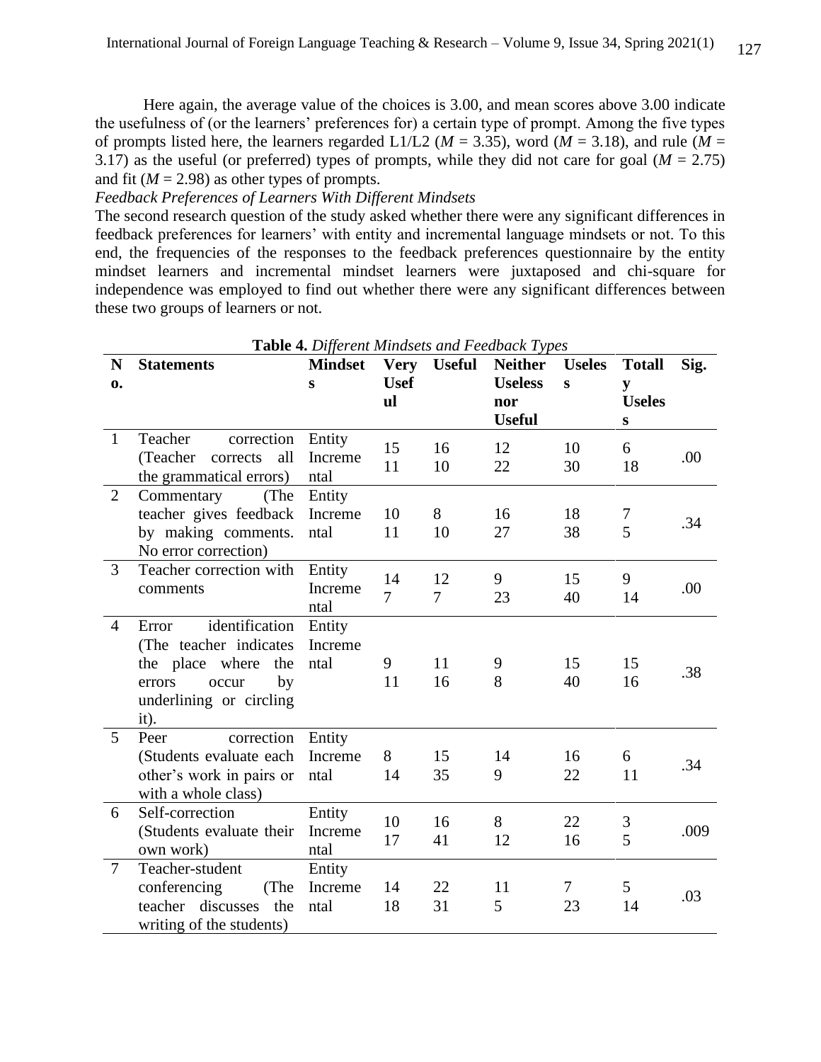Here again, the average value of the choices is 3.00, and mean scores above 3.00 indicate the usefulness of (or the learners' preferences for) a certain type of prompt. Among the five types of prompts listed here, the learners regarded L1/L2 ($M$ = 3.35), word ($M$ = 3.18), and rule ($M$ = 3.17) as the useful (or preferred) types of prompts, while they did not care for goal ($M$ = 2.75) and fit ($M$ = 2.98) as other types of prompts.

*Feedback Preferences of Learners With Different Mindsets*

The second research question of the study asked whether there were any significant differences in feedback preferences for learners' with entity and incremental language mindsets or not. To this end, the frequencies of the responses to the feedback preferences questionnaire by the entity mindset learners and incremental mindset learners were juxtaposed and chi-square for independence was employed to find out whether there were any significant differences between these two groups of learners or not.

**Table 4.** *Different Mindsets and Feedback Types*

| No. | Statements | Mindsets | Very Useful | Useful | Neither Useless nor Useful | Useless | Totally Useless | Sig. |
|---|---|---|---|---|---|---|---|---|
| 1 | Teacher correction (Teacher corrects all the grammatical errors) | Entity<br>Incremental | 15<br>11 | 16<br>10 | 12<br>22 | 10<br>30 | 6<br>18 | .00 |
| 2 | Commentary (The teacher gives feedback by making comments. No error correction) | Entity<br>Incremental | 10<br>11 | 8<br>10 | 16<br>27 | 18<br>38 | 7<br>5 | .34 |
| 3 | Teacher correction with comments | Entity<br>Incremental | 14<br>7 | 12<br>7 | 9<br>23 | 15<br>40 | 9<br>14 | .00 |
| 4 | Error identification (The teacher indicates the place where the errors occur by underlining or circling it). | Entity<br>Incremental | 9<br>11 | 11<br>16 | 9<br>8 | 15<br>40 | 15<br>16 | .38 |
| 5 | Peer correction (Students evaluate each other's work in pairs or with a whole class) | Entity<br>Incremental | 8<br>14 | 15<br>35 | 14<br>9 | 16<br>22 | 6<br>11 | .34 |
| 6 | Self-correction (Students evaluate their own work) | Entity<br>Incremental | 10<br>17 | 16<br>41 | 8<br>12 | 22<br>16 | 3<br>5 | .009 |
| 7 | Teacher-student conferencing (The teacher discusses the writing of the students) | Entity<br>Incremental | 14<br>18 | 22<br>31 | 11<br>5 | 7<br>23 | 5<br>14 | .03 |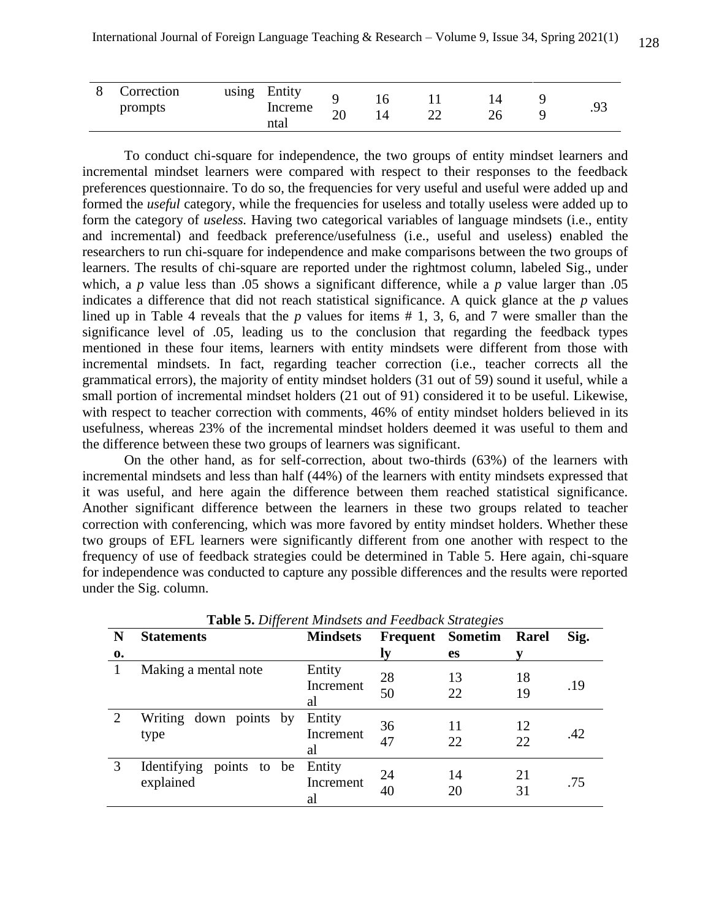| 8 | Correction using prompts | Entity<br>Incremental | 9<br>20 | 16<br>14 | 11<br>22 | 14<br>26 | 9<br>9 | .93 |
|---|---|---|---|---|---|---|---|---|

To conduct chi-square for independence, the two groups of entity mindset learners and incremental mindset learners were compared with respect to their responses to the feedback preferences questionnaire. To do so, the frequencies for very useful and useful were added up and formed the *useful* category, while the frequencies for useless and totally useless were added up to form the category of *useless.* Having two categorical variables of language mindsets (i.e., entity and incremental) and feedback preference/usefulness (i.e., useful and useless) enabled the researchers to run chi-square for independence and make comparisons between the two groups of learners. The results of chi-square are reported under the rightmost column, labeled Sig., under which, a *p* value less than .05 shows a significant difference, while a *p* value larger than .05 indicates a difference that did not reach statistical significance. A quick glance at the *p* values lined up in Table 4 reveals that the *p* values for items # 1, 3, 6, and 7 were smaller than the significance level of .05, leading us to the conclusion that regarding the feedback types mentioned in these four items, learners with entity mindsets were different from those with incremental mindsets. In fact, regarding teacher correction (i.e., teacher corrects all the grammatical errors), the majority of entity mindset holders (31 out of 59) sound it useful, while a small portion of incremental mindset holders (21 out of 91) considered it to be useful. Likewise, with respect to teacher correction with comments, 46% of entity mindset holders believed in its usefulness, whereas 23% of the incremental mindset holders deemed it was useful to them and the difference between these two groups of learners was significant.

On the other hand, as for self-correction, about two-thirds (63%) of the learners with incremental mindsets and less than half (44%) of the learners with entity mindsets expressed that it was useful, and here again the difference between them reached statistical significance. Another significant difference between the learners in these two groups related to teacher correction with conferencing, which was more favored by entity mindset holders. Whether these two groups of EFL learners were significantly different from one another with respect to the frequency of use of feedback strategies could be determined in Table 5. Here again, chi-square for independence was conducted to capture any possible differences and the results were reported under the Sig. column.

**Table 5.** *Different Mindsets and Feedback Strategies*

| No. | Statements | Mindsets | Frequently | Sometimes | Rarely | Sig. |
|---|---|---|---|---|---|---|
| 1 | Making a mental note | Entity<br>Incremental | 28<br>50 | 13<br>22 | 18<br>19 | .19 |
| 2 | Writing down points by type | Entity<br>Incremental | 36<br>47 | 11<br>22 | 12<br>22 | .42 |
| 3 | Identifying points to be explained | Entity<br>Incremental | 24<br>40 | 14<br>20 | 21<br>31 | .75 |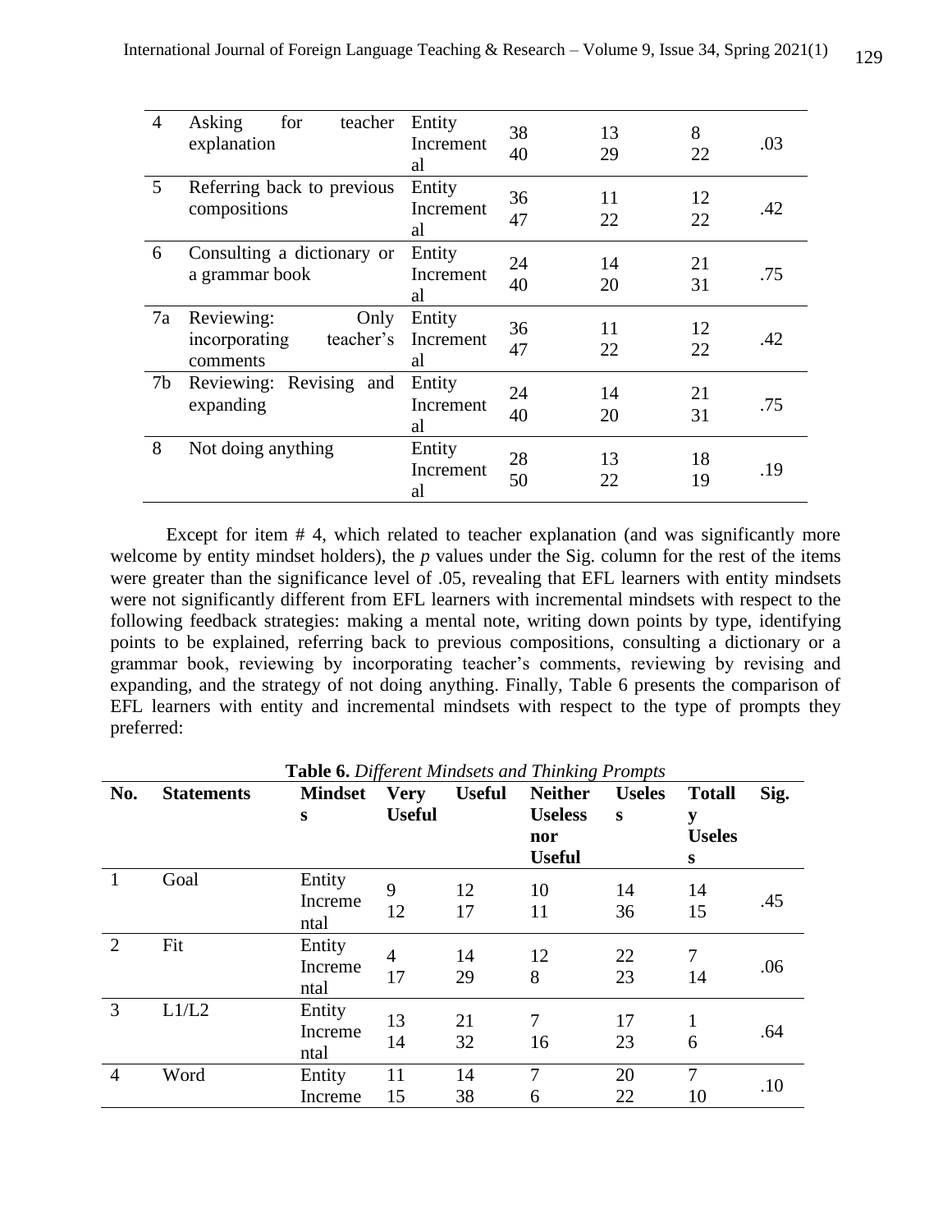| | | | | | | |
|---|---|---|---|---|---|---|
| 4 | Asking for teacher explanation | Entity<br>Incremental | 38<br>40 | 13<br>29 | 8<br>22 | .03 |
| 5 | Referring back to previous compositions | Entity<br>Incremental | 36<br>47 | 11<br>22 | 12<br>22 | .42 |
| 6 | Consulting a dictionary or a grammar book | Entity<br>Incremental | 24<br>40 | 14<br>20 | 21<br>31 | .75 |
| 7a | Reviewing: Only incorporating teacher's comments | Entity<br>Incremental | 36<br>47 | 11<br>22 | 12<br>22 | .42 |
| 7b | Reviewing: Revising and expanding | Entity<br>Incremental | 24<br>40 | 14<br>20 | 21<br>31 | .75 |
| 8 | Not doing anything | Entity<br>Incremental | 28<br>50 | 13<br>22 | 18<br>19 | .19 |

Except for item # 4, which related to teacher explanation (and was significantly more welcome by entity mindset holders), the *p* values under the Sig. column for the rest of the items were greater than the significance level of .05, revealing that EFL learners with entity mindsets were not significantly different from EFL learners with incremental mindsets with respect to the following feedback strategies: making a mental note, writing down points by type, identifying points to be explained, referring back to previous compositions, consulting a dictionary or a grammar book, reviewing by incorporating teacher's comments, reviewing by revising and expanding, and the strategy of not doing anything. Finally, Table 6 presents the comparison of EFL learners with entity and incremental mindsets with respect to the type of prompts they preferred:

**Table 6.** *Different Mindsets and Thinking Prompts*

| No. | Statements | Mindsets | Very Useful | Useful | Neither Useless nor Useful | Useless | Totally Useless | Sig. |
|---|---|---|---|---|---|---|---|---|
| 1 | Goal | Entity<br>Incremental | 9<br>12 | 12<br>17 | 10<br>11 | 14<br>36 | 14<br>15 | .45 |
| 2 | Fit | Entity<br>Incremental | 4<br>17 | 14<br>29 | 12<br>8 | 22<br>23 | 7<br>14 | .06 |
| 3 | L1/L2 | Entity<br>Incremental | 13<br>14 | 21<br>32 | 7<br>16 | 17<br>23 | 1<br>6 | .64 |
| 4 | Word | Entity<br>Increme | 11<br>15 | 14<br>38 | 7<br>6 | 20<br>22 | 7<br>10 | .10 |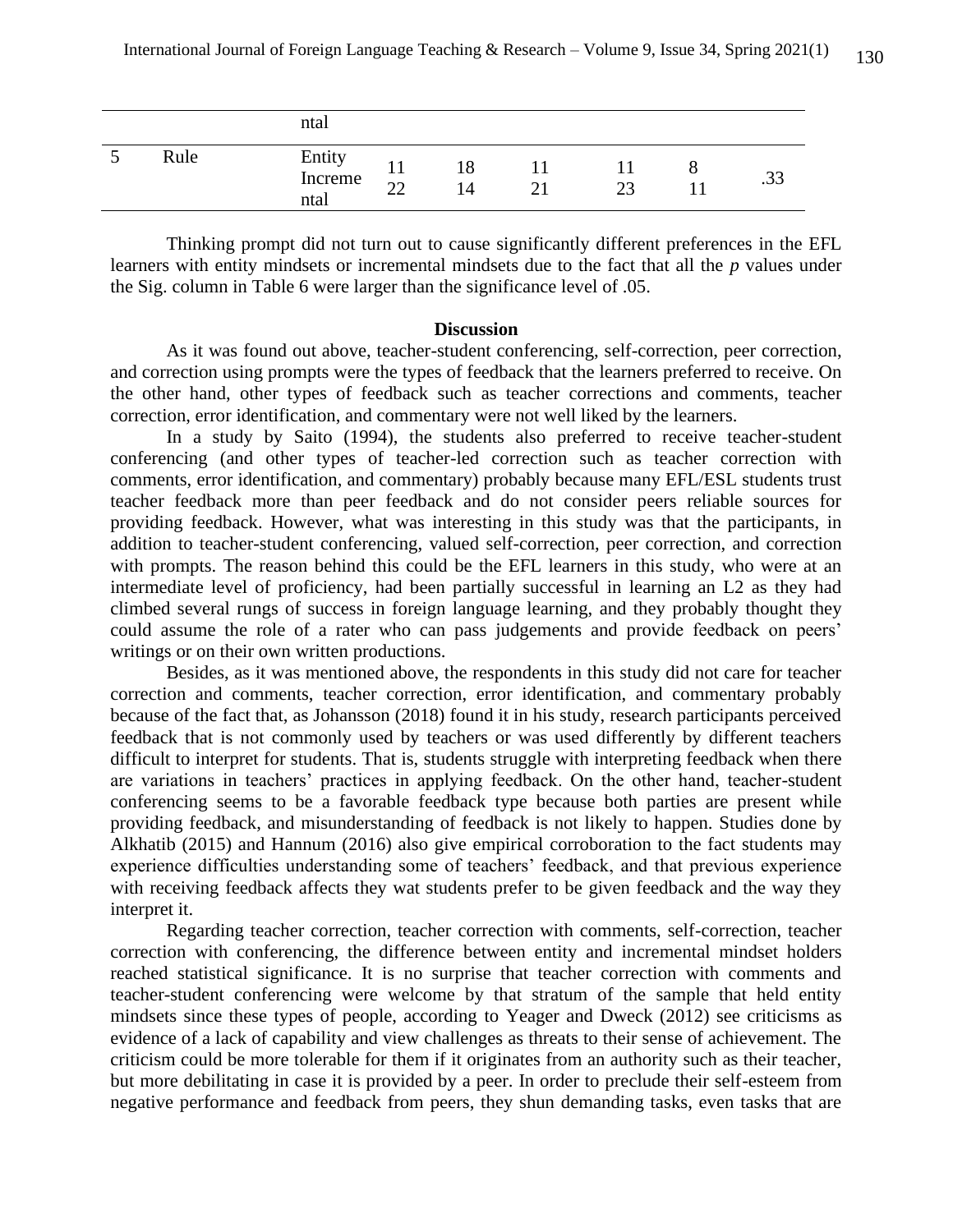|  |  | ntal |  |  |  |  |  |  |
|---|---|---|---|---|---|---|---|---|
| 5 | Rule | Entity<br>Incremental | 11<br>22 | 18<br>14 | 11<br>21 | 11<br>23 | 8<br>11 | .33 |

Thinking prompt did not turn out to cause significantly different preferences in the EFL learners with entity mindsets or incremental mindsets due to the fact that all the *p* values under the Sig. column in Table 6 were larger than the significance level of .05.

## Discussion

As it was found out above, teacher-student conferencing, self-correction, peer correction, and correction using prompts were the types of feedback that the learners preferred to receive. On the other hand, other types of feedback such as teacher corrections and comments, teacher correction, error identification, and commentary were not well liked by the learners.

In a study by Saito (1994), the students also preferred to receive teacher-student conferencing (and other types of teacher-led correction such as teacher correction with comments, error identification, and commentary) probably because many EFL/ESL students trust teacher feedback more than peer feedback and do not consider peers reliable sources for providing feedback. However, what was interesting in this study was that the participants, in addition to teacher-student conferencing, valued self-correction, peer correction, and correction with prompts. The reason behind this could be the EFL learners in this study, who were at an intermediate level of proficiency, had been partially successful in learning an L2 as they had climbed several rungs of success in foreign language learning, and they probably thought they could assume the role of a rater who can pass judgements and provide feedback on peers' writings or on their own written productions.

Besides, as it was mentioned above, the respondents in this study did not care for teacher correction and comments, teacher correction, error identification, and commentary probably because of the fact that, as Johansson (2018) found it in his study, research participants perceived feedback that is not commonly used by teachers or was used differently by different teachers difficult to interpret for students. That is, students struggle with interpreting feedback when there are variations in teachers' practices in applying feedback. On the other hand, teacher-student conferencing seems to be a favorable feedback type because both parties are present while providing feedback, and misunderstanding of feedback is not likely to happen. Studies done by Alkhatib (2015) and Hannum (2016) also give empirical corroboration to the fact students may experience difficulties understanding some of teachers' feedback, and that previous experience with receiving feedback affects they wat students prefer to be given feedback and the way they interpret it.

Regarding teacher correction, teacher correction with comments, self-correction, teacher correction with conferencing, the difference between entity and incremental mindset holders reached statistical significance. It is no surprise that teacher correction with comments and teacher-student conferencing were welcome by that stratum of the sample that held entity mindsets since these types of people, according to Yeager and Dweck (2012) see criticisms as evidence of a lack of capability and view challenges as threats to their sense of achievement. The criticism could be more tolerable for them if it originates from an authority such as their teacher, but more debilitating in case it is provided by a peer. In order to preclude their self-esteem from negative performance and feedback from peers, they shun demanding tasks, even tasks that are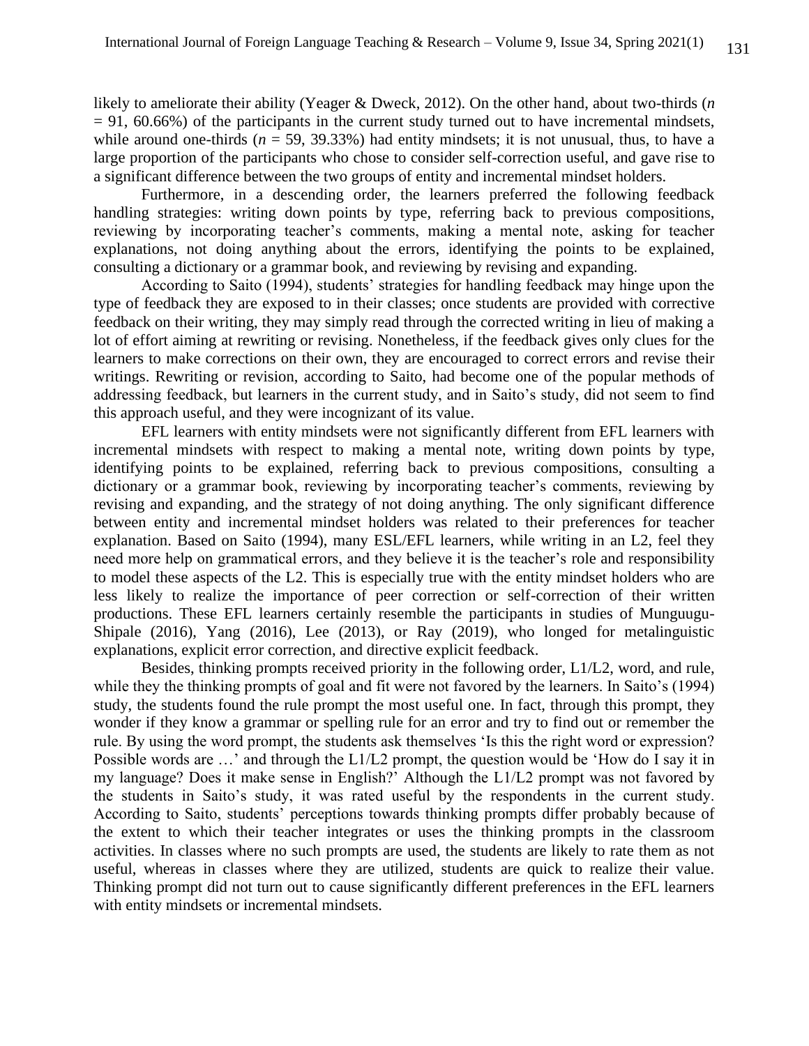likely to ameliorate their ability (Yeager & Dweck, 2012). On the other hand, about two-thirds (*n* = 91, 60.66%) of the participants in the current study turned out to have incremental mindsets, while around one-thirds (*n* = 59, 39.33%) had entity mindsets; it is not unusual, thus, to have a large proportion of the participants who chose to consider self-correction useful, and gave rise to a significant difference between the two groups of entity and incremental mindset holders.

Furthermore, in a descending order, the learners preferred the following feedback handling strategies: writing down points by type, referring back to previous compositions, reviewing by incorporating teacher's comments, making a mental note, asking for teacher explanations, not doing anything about the errors, identifying the points to be explained, consulting a dictionary or a grammar book, and reviewing by revising and expanding.

According to Saito (1994), students' strategies for handling feedback may hinge upon the type of feedback they are exposed to in their classes; once students are provided with corrective feedback on their writing, they may simply read through the corrected writing in lieu of making a lot of effort aiming at rewriting or revising. Nonetheless, if the feedback gives only clues for the learners to make corrections on their own, they are encouraged to correct errors and revise their writings. Rewriting or revision, according to Saito, had become one of the popular methods of addressing feedback, but learners in the current study, and in Saito's study, did not seem to find this approach useful, and they were incognizant of its value.

EFL learners with entity mindsets were not significantly different from EFL learners with incremental mindsets with respect to making a mental note, writing down points by type, identifying points to be explained, referring back to previous compositions, consulting a dictionary or a grammar book, reviewing by incorporating teacher's comments, reviewing by revising and expanding, and the strategy of not doing anything. The only significant difference between entity and incremental mindset holders was related to their preferences for teacher explanation. Based on Saito (1994), many ESL/EFL learners, while writing in an L2, feel they need more help on grammatical errors, and they believe it is the teacher's role and responsibility to model these aspects of the L2. This is especially true with the entity mindset holders who are less likely to realize the importance of peer correction or self-correction of their written productions. These EFL learners certainly resemble the participants in studies of Munguugu-Shipale (2016), Yang (2016), Lee (2013), or Ray (2019), who longed for metalinguistic explanations, explicit error correction, and directive explicit feedback.

Besides, thinking prompts received priority in the following order, L1/L2, word, and rule, while they the thinking prompts of goal and fit were not favored by the learners. In Saito's (1994) study, the students found the rule prompt the most useful one. In fact, through this prompt, they wonder if they know a grammar or spelling rule for an error and try to find out or remember the rule. By using the word prompt, the students ask themselves 'Is this the right word or expression? Possible words are …' and through the L1/L2 prompt, the question would be 'How do I say it in my language? Does it make sense in English?' Although the L1/L2 prompt was not favored by the students in Saito's study, it was rated useful by the respondents in the current study. According to Saito, students' perceptions towards thinking prompts differ probably because of the extent to which their teacher integrates or uses the thinking prompts in the classroom activities. In classes where no such prompts are used, the students are likely to rate them as not useful, whereas in classes where they are utilized, students are quick to realize their value. Thinking prompt did not turn out to cause significantly different preferences in the EFL learners with entity mindsets or incremental mindsets.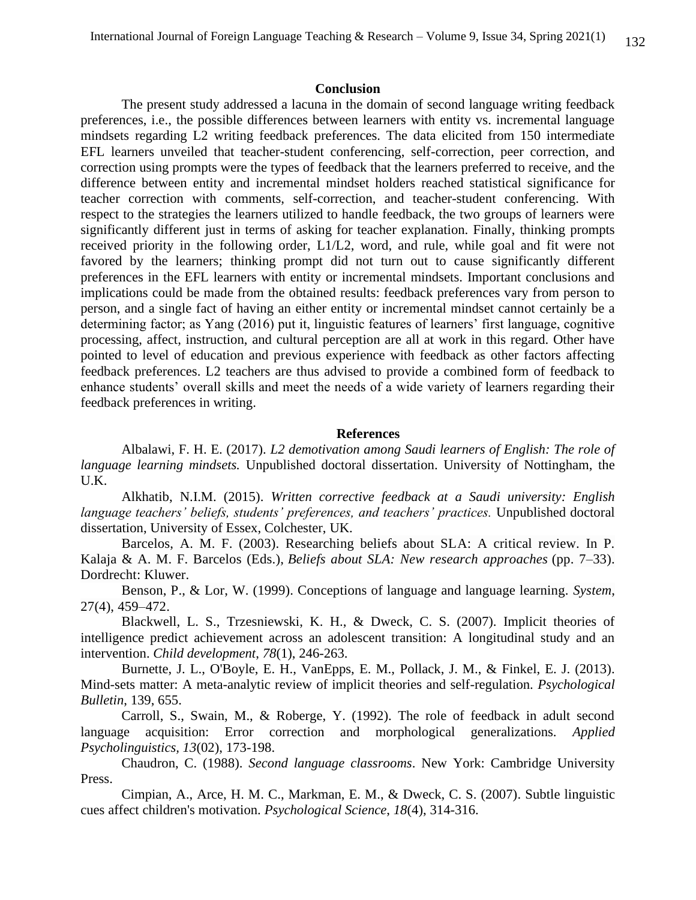## Conclusion

The present study addressed a lacuna in the domain of second language writing feedback preferences, i.e., the possible differences between learners with entity vs. incremental language mindsets regarding L2 writing feedback preferences. The data elicited from 150 intermediate EFL learners unveiled that teacher-student conferencing, self-correction, peer correction, and correction using prompts were the types of feedback that the learners preferred to receive, and the difference between entity and incremental mindset holders reached statistical significance for teacher correction with comments, self-correction, and teacher-student conferencing. With respect to the strategies the learners utilized to handle feedback, the two groups of learners were significantly different just in terms of asking for teacher explanation. Finally, thinking prompts received priority in the following order, L1/L2, word, and rule, while goal and fit were not favored by the learners; thinking prompt did not turn out to cause significantly different preferences in the EFL learners with entity or incremental mindsets. Important conclusions and implications could be made from the obtained results: feedback preferences vary from person to person, and a single fact of having an either entity or incremental mindset cannot certainly be a determining factor; as Yang (2016) put it, linguistic features of learners' first language, cognitive processing, affect, instruction, and cultural perception are all at work in this regard. Other have pointed to level of education and previous experience with feedback as other factors affecting feedback preferences. L2 teachers are thus advised to provide a combined form of feedback to enhance students' overall skills and meet the needs of a wide variety of learners regarding their feedback preferences in writing.

## References

Albalawi, F. H. E. (2017). *L2 demotivation among Saudi learners of English: The role of language learning mindsets.* Unpublished doctoral dissertation. University of Nottingham, the U.K.

Alkhatib, N.I.M. (2015). *Written corrective feedback at a Saudi university: English language teachers' beliefs, students' preferences, and teachers' practices.* Unpublished doctoral dissertation, University of Essex, Colchester, UK.

Barcelos, A. M. F. (2003). Researching beliefs about SLA: A critical review. In P. Kalaja & A. M. F. Barcelos (Eds.), *Beliefs about SLA: New research approaches* (pp. 7–33). Dordrecht: Kluwer.

Benson, P., & Lor, W. (1999). Conceptions of language and language learning. *System*, 27(4), 459–472.

Blackwell, L. S., Trzesniewski, K. H., & Dweck, C. S. (2007). Implicit theories of intelligence predict achievement across an adolescent transition: A longitudinal study and an intervention. *Child development*, *78*(1), 246-263.

Burnette, J. L., O'Boyle, E. H., VanEpps, E. M., Pollack, J. M., & Finkel, E. J. (2013). Mind-sets matter: A meta-analytic review of implicit theories and self-regulation. *Psychological Bulletin*, 139, 655.

Carroll, S., Swain, M., & Roberge, Y. (1992). The role of feedback in adult second language acquisition: Error correction and morphological generalizations. *Applied Psycholinguistics*, *13*(02), 173-198.

Chaudron, C. (1988). *Second language classrooms*. New York: Cambridge University Press.

Cimpian, A., Arce, H. M. C., Markman, E. M., & Dweck, C. S. (2007). Subtle linguistic cues affect children's motivation. *Psychological Science*, *18*(4), 314-316.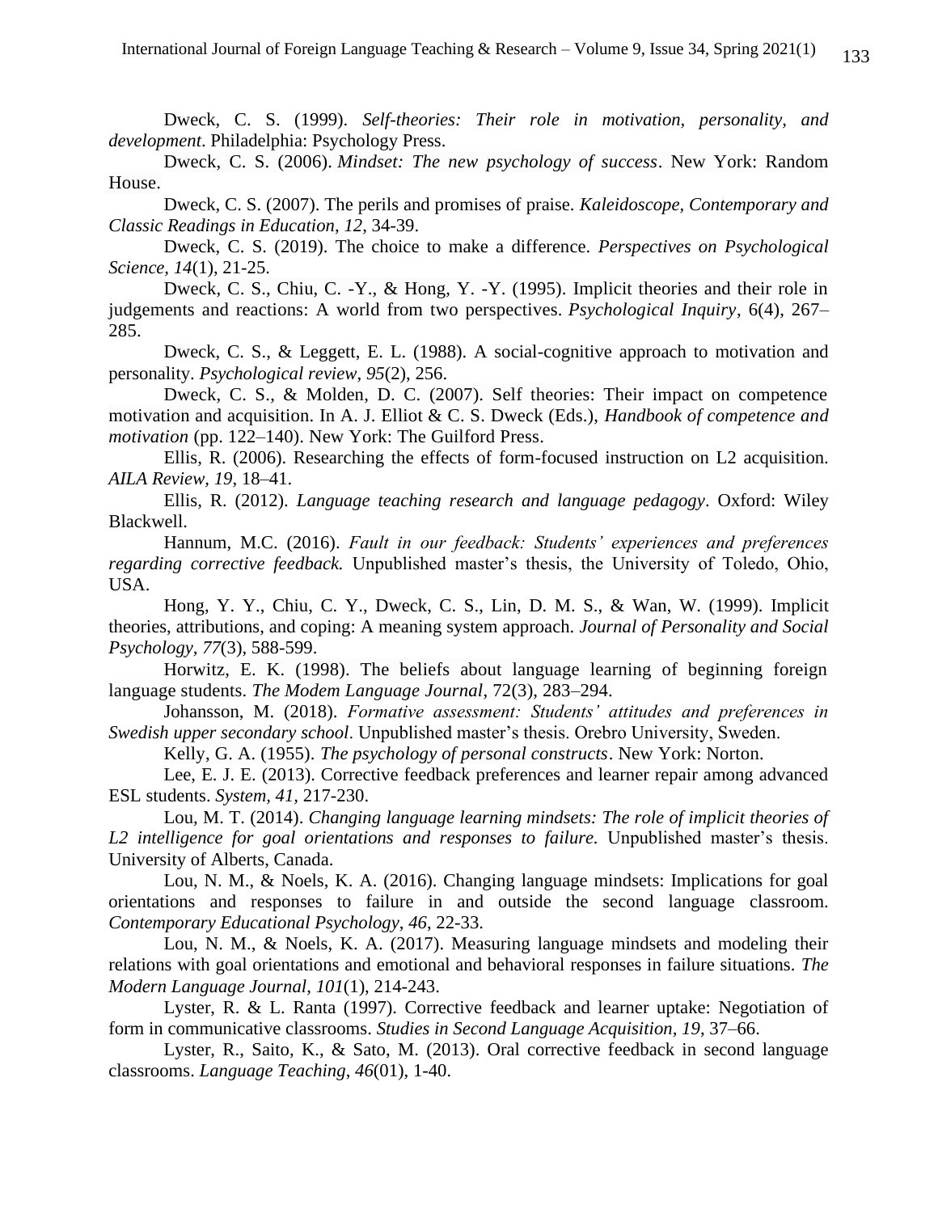Dweck, C. S. (1999). *Self-theories: Their role in motivation, personality, and development*. Philadelphia: Psychology Press.

Dweck, C. S. (2006). *Mindset: The new psychology of success*. New York: Random House.

Dweck, C. S. (2007). The perils and promises of praise. *Kaleidoscope, Contemporary and Classic Readings in Education*, *12*, 34-39.

Dweck, C. S. (2019). The choice to make a difference. *Perspectives on Psychological Science, 14*(1), 21-25.

Dweck, C. S., Chiu, C. -Y., & Hong, Y. -Y. (1995). Implicit theories and their role in judgements and reactions: A world from two perspectives. *Psychological Inquiry*, 6(4), 267–285.

Dweck, C. S., & Leggett, E. L. (1988). A social-cognitive approach to motivation and personality. *Psychological review*, *95*(2), 256.

Dweck, C. S., & Molden, D. C. (2007). Self theories: Their impact on competence motivation and acquisition. In A. J. Elliot & C. S. Dweck (Eds.), *Handbook of competence and motivation* (pp. 122–140). New York: The Guilford Press.

Ellis, R. (2006). Researching the effects of form-focused instruction on L2 acquisition. *AILA Review, 19*, 18–41.

Ellis, R. (2012). *Language teaching research and language pedagogy*. Oxford: Wiley Blackwell.

Hannum, M.C. (2016). *Fault in our feedback: Students' experiences and preferences regarding corrective feedback.* Unpublished master's thesis, the University of Toledo, Ohio, USA.

Hong, Y. Y., Chiu, C. Y., Dweck, C. S., Lin, D. M. S., & Wan, W. (1999). Implicit theories, attributions, and coping: A meaning system approach. *Journal of Personality and Social Psychology, 77*(3), 588-599.

Horwitz, E. K. (1998). The beliefs about language learning of beginning foreign language students. *The Modem Language Journal*, 72(3), 283–294.

Johansson, M. (2018). *Formative assessment: Students' attitudes and preferences in Swedish upper secondary school*. Unpublished master's thesis. Orebro University, Sweden.

Kelly, G. A. (1955). *The psychology of personal constructs*. New York: Norton.

Lee, E. J. E. (2013). Corrective feedback preferences and learner repair among advanced ESL students. *System, 41*, 217-230.

Lou, M. T. (2014). *Changing language learning mindsets: The role of implicit theories of L2 intelligence for goal orientations and responses to failure.* Unpublished master's thesis. University of Alberts, Canada.

Lou, N. M., & Noels, K. A. (2016). Changing language mindsets: Implications for goal orientations and responses to failure in and outside the second language classroom. *Contemporary Educational Psychology*, *46*, 22-33.

Lou, N. M., & Noels, K. A. (2017). Measuring language mindsets and modeling their relations with goal orientations and emotional and behavioral responses in failure situations. *The Modern Language Journal*, *101*(1), 214-243.

Lyster, R. & L. Ranta (1997). Corrective feedback and learner uptake: Negotiation of form in communicative classrooms. *Studies in Second Language Acquisition, 19*, 37–66.

Lyster, R., Saito, K., & Sato, M. (2013). Oral corrective feedback in second language classrooms. *Language Teaching*, *46*(01), 1-40.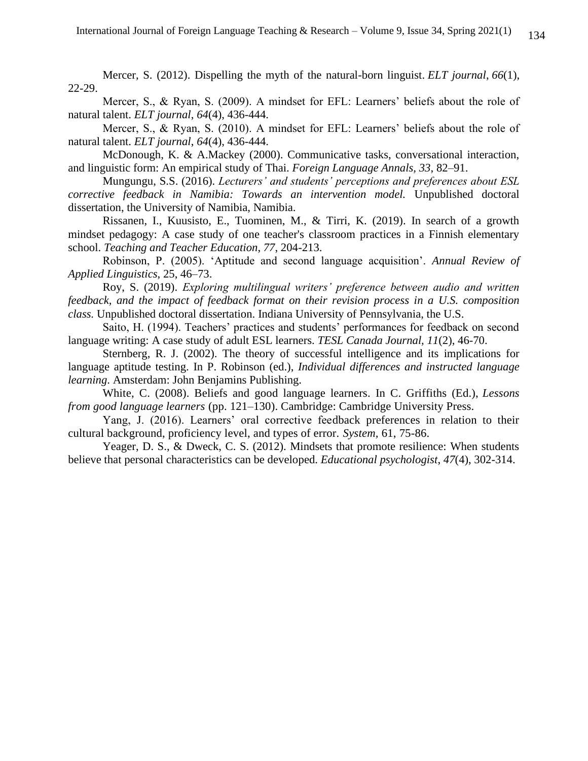Mercer, S. (2012). Dispelling the myth of the natural-born linguist. *ELT journal*, *66*(1), 22-29.

Mercer, S., & Ryan, S. (2009). A mindset for EFL: Learners' beliefs about the role of natural talent. *ELT journal*, *64*(4), 436-444.

Mercer, S., & Ryan, S. (2010). A mindset for EFL: Learners' beliefs about the role of natural talent. *ELT journal*, *64*(4), 436-444.

McDonough, K. & A.Mackey (2000). Communicative tasks, conversational interaction, and linguistic form: An empirical study of Thai. *Foreign Language Annals, 33*, 82–91.

Mungungu, S.S. (2016). *Lecturers' and students' perceptions and preferences about ESL corrective feedback in Namibia: Towards an intervention model.* Unpublished doctoral dissertation, the University of Namibia, Namibia.

Rissanen, I., Kuusisto, E., Tuominen, M., & Tirri, K. (2019). In search of a growth mindset pedagogy: A case study of one teacher's classroom practices in a Finnish elementary school. *Teaching and Teacher Education*, *77*, 204-213.

Robinson, P. (2005). 'Aptitude and second language acquisition'. *Annual Review of Applied Linguistics*, 25, 46–73.

Roy, S. (2019). *Exploring multilingual writers' preference between audio and written feedback, and the impact of feedback format on their revision process in a U.S. composition class.* Unpublished doctoral dissertation. Indiana University of Pennsylvania, the U.S.

Saito, H. (1994). Teachers' practices and students' performances for feedback on second language writing: A case study of adult ESL learners. *TESL Canada Journal, 11*(2), 46-70.

Sternberg, R. J. (2002). The theory of successful intelligence and its implications for language aptitude testing. In P. Robinson (ed.), *Individual differences and instructed language learning*. Amsterdam: John Benjamins Publishing.

White, C. (2008). Beliefs and good language learners. In C. Griffiths (Ed.), *Lessons from good language learners* (pp. 121–130). Cambridge: Cambridge University Press.

Yang, J. (2016). Learners' oral corrective feedback preferences in relation to their cultural background, proficiency level, and types of error. *System*, 61, 75-86.

Yeager, D. S., & Dweck, C. S. (2012). Mindsets that promote resilience: When students believe that personal characteristics can be developed. *Educational psychologist*, *47*(4), 302-314.